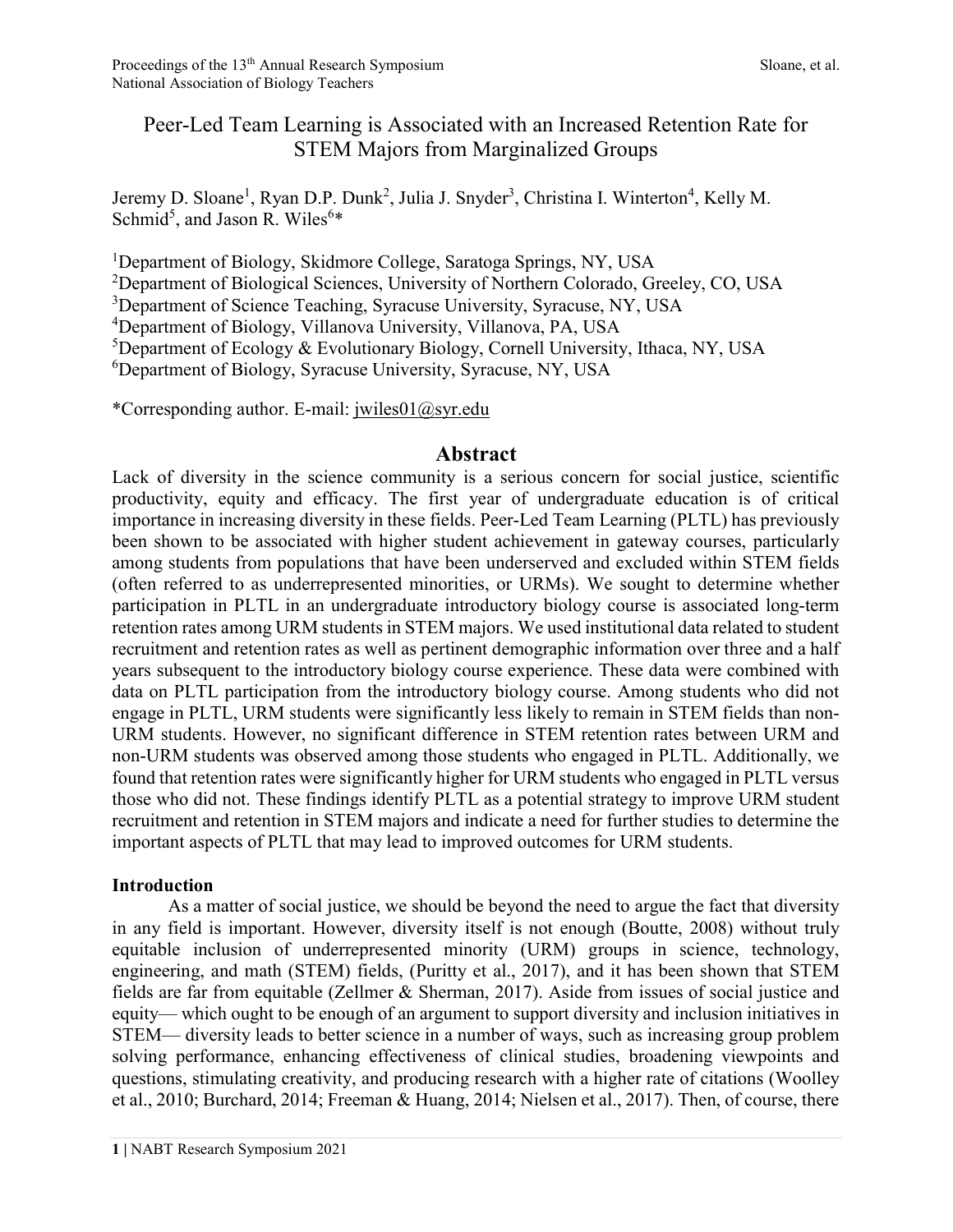# Peer-Led Team Learning is Associated with an Increased Retention Rate for STEM Majors from Marginalized Groups

Jeremy D. Sloane[1], Ryan D.P. Dunk[2], Julia J. Snyder[3], Christina I. Winterton[4], Kelly M. Schmid[5], and Jason R. Wiles[6]*

[1]Department of Biology, Skidmore College, Saratoga Springs, NY, USA
[2]Department of Biological Sciences, University of Northern Colorado, Greeley, CO, USA
[3]Department of Science Teaching, Syracuse University, Syracuse, NY, USA
[4]Department of Biology, Villanova University, Villanova, PA, USA
[5]Department of Ecology & Evolutionary Biology, Cornell University, Ithaca, NY, USA
[6]Department of Biology, Syracuse University, Syracuse, NY, USA

*Corresponding author. E-mail: jwiles01@syr.edu

## Abstract

Lack of diversity in the science community is a serious concern for social justice, scientific productivity, equity and efficacy. The first year of undergraduate education is of critical importance in increasing diversity in these fields. Peer-Led Team Learning (PLTL) has previously been shown to be associated with higher student achievement in gateway courses, particularly among students from populations that have been underserved and excluded within STEM fields (often referred to as underrepresented minorities, or URMs). We sought to determine whether participation in PLTL in an undergraduate introductory biology course is associated long-term retention rates among URM students in STEM majors. We used institutional data related to student recruitment and retention rates as well as pertinent demographic information over three and a half years subsequent to the introductory biology course experience. These data were combined with data on PLTL participation from the introductory biology course. Among students who did not engage in PLTL, URM students were significantly less likely to remain in STEM fields than non-URM students. However, no significant difference in STEM retention rates between URM and non-URM students was observed among those students who engaged in PLTL. Additionally, we found that retention rates were significantly higher for URM students who engaged in PLTL versus those who did not. These findings identify PLTL as a potential strategy to improve URM student recruitment and retention in STEM majors and indicate a need for further studies to determine the important aspects of PLTL that may lead to improved outcomes for URM students.

### Introduction

As a matter of social justice, we should be beyond the need to argue the fact that diversity in any field is important. However, diversity itself is not enough (Boutte, 2008) without truly equitable inclusion of underrepresented minority (URM) groups in science, technology, engineering, and math (STEM) fields, (Puritty et al., 2017), and it has been shown that STEM fields are far from equitable (Zellmer & Sherman, 2017). Aside from issues of social justice and equity— which ought to be enough of an argument to support diversity and inclusion initiatives in STEM— diversity leads to better science in a number of ways, such as increasing group problem solving performance, enhancing effectiveness of clinical studies, broadening viewpoints and questions, stimulating creativity, and producing research with a higher rate of citations (Woolley et al., 2010; Burchard, 2014; Freeman & Huang, 2014; Nielsen et al., 2017). Then, of course, there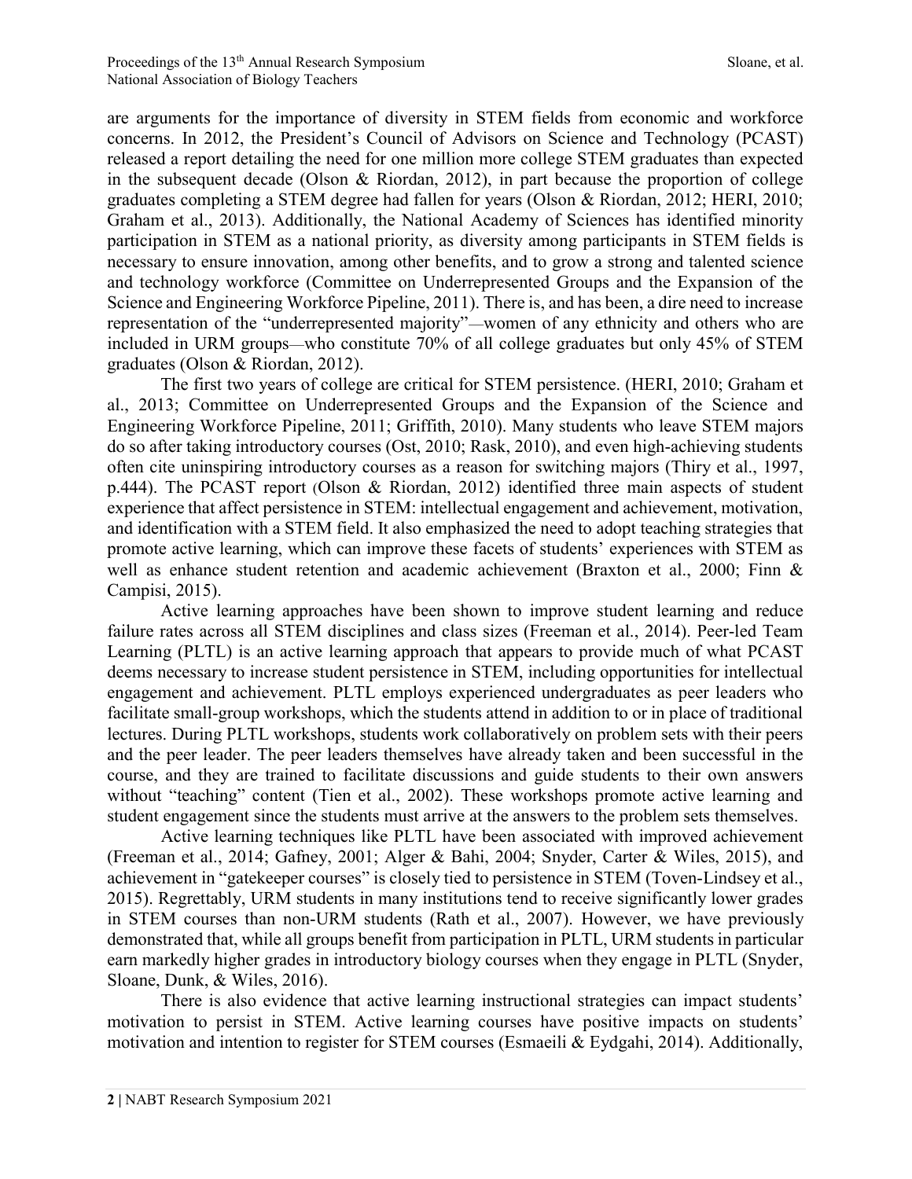are arguments for the importance of diversity in STEM fields from economic and workforce concerns. In 2012, the President's Council of Advisors on Science and Technology (PCAST) released a report detailing the need for one million more college STEM graduates than expected in the subsequent decade (Olson & Riordan, 2012), in part because the proportion of college graduates completing a STEM degree had fallen for years (Olson & Riordan, 2012; HERI, 2010; Graham et al., 2013). Additionally, the National Academy of Sciences has identified minority participation in STEM as a national priority, as diversity among participants in STEM fields is necessary to ensure innovation, among other benefits, and to grow a strong and talented science and technology workforce (Committee on Underrepresented Groups and the Expansion of the Science and Engineering Workforce Pipeline, 2011). There is, and has been, a dire need to increase representation of the "underrepresented majority"—women of any ethnicity and others who are included in URM groups—who constitute 70% of all college graduates but only 45% of STEM graduates (Olson & Riordan, 2012).

The first two years of college are critical for STEM persistence. (HERI, 2010; Graham et al., 2013; Committee on Underrepresented Groups and the Expansion of the Science and Engineering Workforce Pipeline, 2011; Griffith, 2010). Many students who leave STEM majors do so after taking introductory courses (Ost, 2010; Rask, 2010), and even high-achieving students often cite uninspiring introductory courses as a reason for switching majors (Thiry et al., 1997, p.444). The PCAST report (Olson & Riordan, 2012) identified three main aspects of student experience that affect persistence in STEM: intellectual engagement and achievement, motivation, and identification with a STEM field. It also emphasized the need to adopt teaching strategies that promote active learning, which can improve these facets of students' experiences with STEM as well as enhance student retention and academic achievement (Braxton et al., 2000; Finn & Campisi, 2015).

Active learning approaches have been shown to improve student learning and reduce failure rates across all STEM disciplines and class sizes (Freeman et al., 2014). Peer-led Team Learning (PLTL) is an active learning approach that appears to provide much of what PCAST deems necessary to increase student persistence in STEM, including opportunities for intellectual engagement and achievement. PLTL employs experienced undergraduates as peer leaders who facilitate small-group workshops, which the students attend in addition to or in place of traditional lectures. During PLTL workshops, students work collaboratively on problem sets with their peers and the peer leader. The peer leaders themselves have already taken and been successful in the course, and they are trained to facilitate discussions and guide students to their own answers without "teaching" content (Tien et al., 2002). These workshops promote active learning and student engagement since the students must arrive at the answers to the problem sets themselves.

Active learning techniques like PLTL have been associated with improved achievement (Freeman et al., 2014; Gafney, 2001; Alger & Bahi, 2004; Snyder, Carter & Wiles, 2015), and achievement in "gatekeeper courses" is closely tied to persistence in STEM (Toven-Lindsey et al., 2015). Regrettably, URM students in many institutions tend to receive significantly lower grades in STEM courses than non-URM students (Rath et al., 2007). However, we have previously demonstrated that, while all groups benefit from participation in PLTL, URM students in particular earn markedly higher grades in introductory biology courses when they engage in PLTL (Snyder, Sloane, Dunk, & Wiles, 2016).

There is also evidence that active learning instructional strategies can impact students' motivation to persist in STEM. Active learning courses have positive impacts on students' motivation and intention to register for STEM courses (Esmaeili & Eydgahi, 2014). Additionally,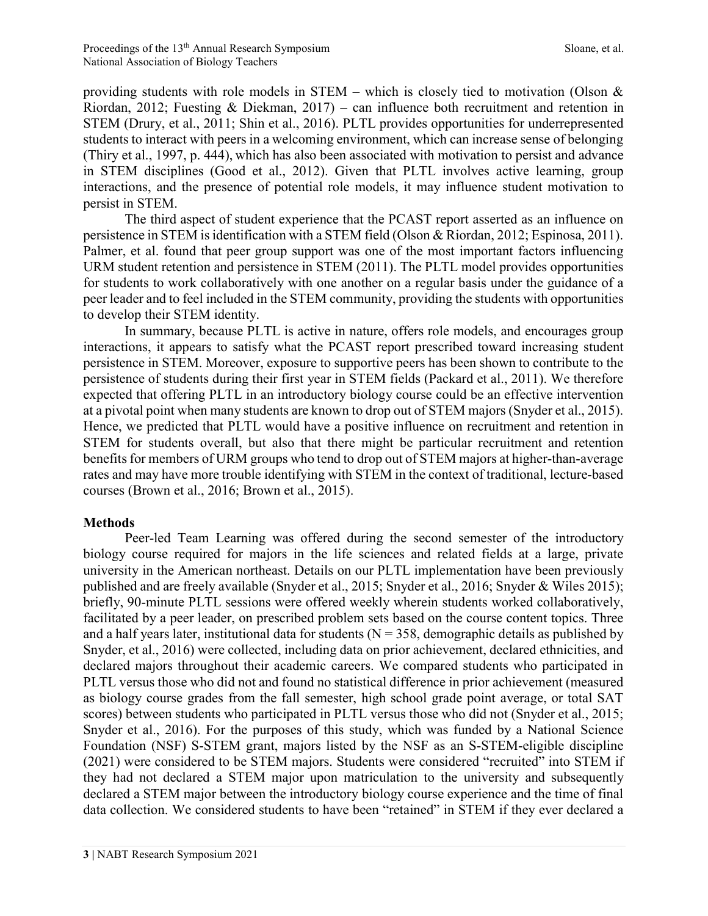providing students with role models in STEM – which is closely tied to motivation (Olson & Riordan, 2012; Fuesting & Diekman, 2017) – can influence both recruitment and retention in STEM (Drury, et al., 2011; Shin et al., 2016). PLTL provides opportunities for underrepresented students to interact with peers in a welcoming environment, which can increase sense of belonging (Thiry et al., 1997, p. 444), which has also been associated with motivation to persist and advance in STEM disciplines (Good et al., 2012). Given that PLTL involves active learning, group interactions, and the presence of potential role models, it may influence student motivation to persist in STEM.

The third aspect of student experience that the PCAST report asserted as an influence on persistence in STEM is identification with a STEM field (Olson & Riordan, 2012; Espinosa, 2011). Palmer, et al. found that peer group support was one of the most important factors influencing URM student retention and persistence in STEM (2011). The PLTL model provides opportunities for students to work collaboratively with one another on a regular basis under the guidance of a peer leader and to feel included in the STEM community, providing the students with opportunities to develop their STEM identity.

In summary, because PLTL is active in nature, offers role models, and encourages group interactions, it appears to satisfy what the PCAST report prescribed toward increasing student persistence in STEM. Moreover, exposure to supportive peers has been shown to contribute to the persistence of students during their first year in STEM fields (Packard et al., 2011). We therefore expected that offering PLTL in an introductory biology course could be an effective intervention at a pivotal point when many students are known to drop out of STEM majors (Snyder et al., 2015). Hence, we predicted that PLTL would have a positive influence on recruitment and retention in STEM for students overall, but also that there might be particular recruitment and retention benefits for members of URM groups who tend to drop out of STEM majors at higher-than-average rates and may have more trouble identifying with STEM in the context of traditional, lecture-based courses (Brown et al., 2016; Brown et al., 2015).

## Methods

Peer-led Team Learning was offered during the second semester of the introductory biology course required for majors in the life sciences and related fields at a large, private university in the American northeast. Details on our PLTL implementation have been previously published and are freely available (Snyder et al., 2015; Snyder et al., 2016; Snyder & Wiles 2015); briefly, 90-minute PLTL sessions were offered weekly wherein students worked collaboratively, facilitated by a peer leader, on prescribed problem sets based on the course content topics. Three and a half years later, institutional data for students ($N = 358$, demographic details as published by Snyder, et al., 2016) were collected, including data on prior achievement, declared ethnicities, and declared majors throughout their academic careers. We compared students who participated in PLTL versus those who did not and found no statistical difference in prior achievement (measured as biology course grades from the fall semester, high school grade point average, or total SAT scores) between students who participated in PLTL versus those who did not (Snyder et al., 2015; Snyder et al., 2016). For the purposes of this study, which was funded by a National Science Foundation (NSF) S-STEM grant, majors listed by the NSF as an S-STEM-eligible discipline (2021) were considered to be STEM majors. Students were considered "recruited" into STEM if they had not declared a STEM major upon matriculation to the university and subsequently declared a STEM major between the introductory biology course experience and the time of final data collection. We considered students to have been "retained" in STEM if they ever declared a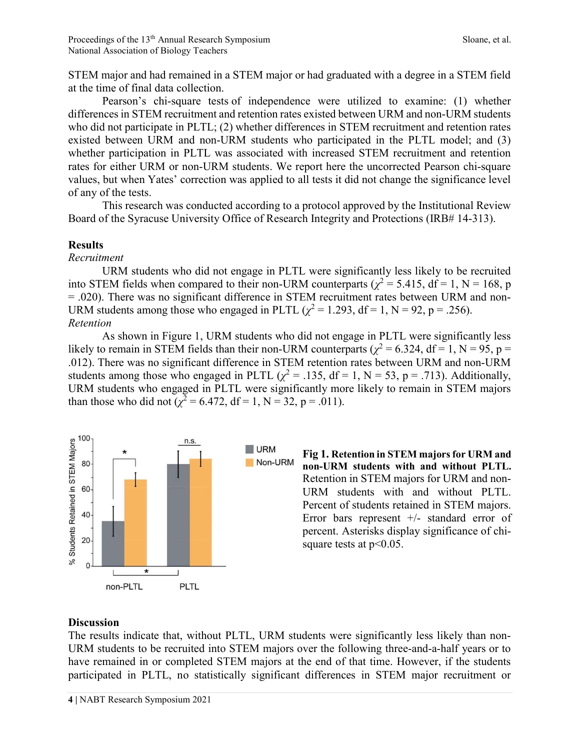STEM major and had remained in a STEM major or had graduated with a degree in a STEM field at the time of final data collection.

Pearson's chi-square tests of independence were utilized to examine: (1) whether differences in STEM recruitment and retention rates existed between URM and non-URM students who did not participate in PLTL; (2) whether differences in STEM recruitment and retention rates existed between URM and non-URM students who participated in the PLTL model; and (3) whether participation in PLTL was associated with increased STEM recruitment and retention rates for either URM or non-URM students. We report here the uncorrected Pearson chi-square values, but when Yates' correction was applied to all tests it did not change the significance level of any of the tests.

This research was conducted according to a protocol approved by the Institutional Review Board of the Syracuse University Office of Research Integrity and Protections (IRB# 14-313).

## Results

*Recruitment*

URM students who did not engage in PLTL were significantly less likely to be recruited into STEM fields when compared to their non-URM counterparts ($\chi^2 = 5.415$, df = 1, N = 168, p = .020). There was no significant difference in STEM recruitment rates between URM and non-URM students among those who engaged in PLTL ($\chi^2 = 1.293$, df = 1, N = 92, p = .256).

*Retention*

As shown in Figure 1, URM students who did not engage in PLTL were significantly less likely to remain in STEM fields than their non-URM counterparts ($\chi^2 = 6.324$, df = 1, N = 95, p = .012). There was no significant difference in STEM retention rates between URM and non-URM students among those who engaged in PLTL ($\chi^2 = .135$, df = 1, N = 53, p = .713). Additionally, URM students who engaged in PLTL were significantly more likely to remain in STEM majors than those who did not ($\chi^2 = 6.472$, df = 1, N = 32, p = .011).

**Fig 1. Retention in STEM majors for URM and non-URM students with and without PLTL.** Retention in STEM majors for URM and non-URM students with and without PLTL. Percent of students retained in STEM majors. Error bars represent +/- standard error of percent. Asterisks display significance of chi-square tests at p<0.05.

## Discussion

The results indicate that, without PLTL, URM students were significantly less likely than non-URM students to be recruited into STEM majors over the following three-and-a-half years or to have remained in or completed STEM majors at the end of that time. However, if the students participated in PLTL, no statistically significant differences in STEM major recruitment or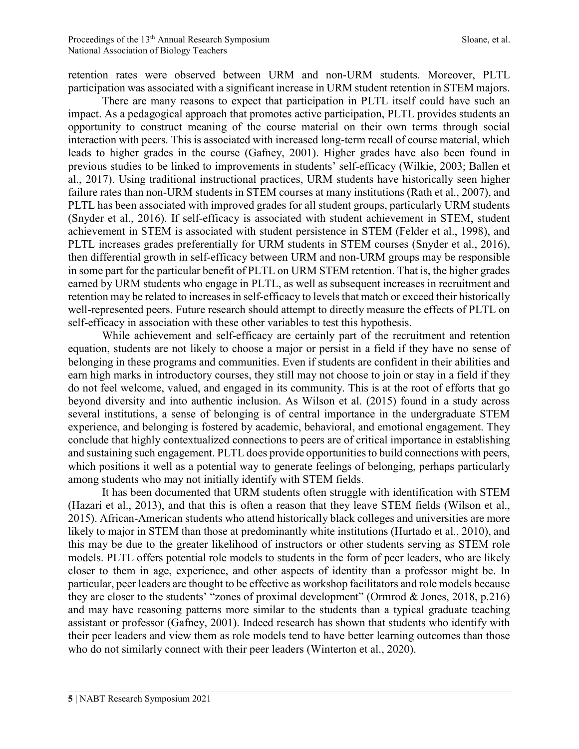retention rates were observed between URM and non-URM students. Moreover, PLTL participation was associated with a significant increase in URM student retention in STEM majors.

There are many reasons to expect that participation in PLTL itself could have such an impact. As a pedagogical approach that promotes active participation, PLTL provides students an opportunity to construct meaning of the course material on their own terms through social interaction with peers. This is associated with increased long-term recall of course material, which leads to higher grades in the course (Gafney, 2001). Higher grades have also been found in previous studies to be linked to improvements in students' self-efficacy (Wilkie, 2003; Ballen et al., 2017). Using traditional instructional practices, URM students have historically seen higher failure rates than non-URM students in STEM courses at many institutions (Rath et al., 2007), and PLTL has been associated with improved grades for all student groups, particularly URM students (Snyder et al., 2016). If self-efficacy is associated with student achievement in STEM, student achievement in STEM is associated with student persistence in STEM (Felder et al., 1998), and PLTL increases grades preferentially for URM students in STEM courses (Snyder et al., 2016), then differential growth in self-efficacy between URM and non-URM groups may be responsible in some part for the particular benefit of PLTL on URM STEM retention. That is, the higher grades earned by URM students who engage in PLTL, as well as subsequent increases in recruitment and retention may be related to increases in self-efficacy to levels that match or exceed their historically well-represented peers. Future research should attempt to directly measure the effects of PLTL on self-efficacy in association with these other variables to test this hypothesis.

While achievement and self-efficacy are certainly part of the recruitment and retention equation, students are not likely to choose a major or persist in a field if they have no sense of belonging in these programs and communities. Even if students are confident in their abilities and earn high marks in introductory courses, they still may not choose to join or stay in a field if they do not feel welcome, valued, and engaged in its community. This is at the root of efforts that go beyond diversity and into authentic inclusion. As Wilson et al. (2015) found in a study across several institutions, a sense of belonging is of central importance in the undergraduate STEM experience, and belonging is fostered by academic, behavioral, and emotional engagement. They conclude that highly contextualized connections to peers are of critical importance in establishing and sustaining such engagement. PLTL does provide opportunities to build connections with peers, which positions it well as a potential way to generate feelings of belonging, perhaps particularly among students who may not initially identify with STEM fields.

It has been documented that URM students often struggle with identification with STEM (Hazari et al., 2013), and that this is often a reason that they leave STEM fields (Wilson et al., 2015). African-American students who attend historically black colleges and universities are more likely to major in STEM than those at predominantly white institutions (Hurtado et al., 2010), and this may be due to the greater likelihood of instructors or other students serving as STEM role models. PLTL offers potential role models to students in the form of peer leaders, who are likely closer to them in age, experience, and other aspects of identity than a professor might be. In particular, peer leaders are thought to be effective as workshop facilitators and role models because they are closer to the students' "zones of proximal development" (Ormrod & Jones, 2018, p.216) and may have reasoning patterns more similar to the students than a typical graduate teaching assistant or professor (Gafney, 2001). Indeed research has shown that students who identify with their peer leaders and view them as role models tend to have better learning outcomes than those who do not similarly connect with their peer leaders (Winterton et al., 2020).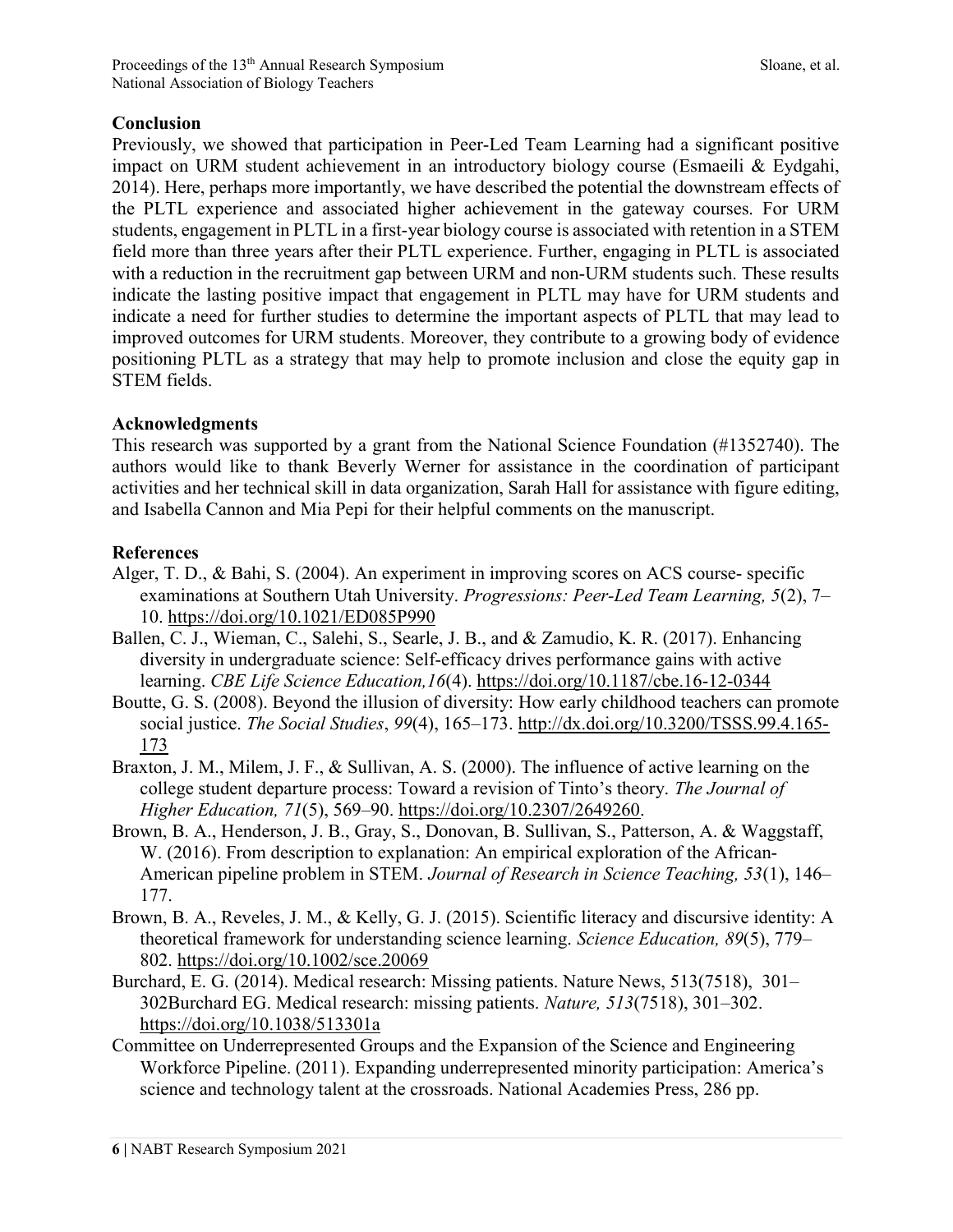## Conclusion

Previously, we showed that participation in Peer-Led Team Learning had a significant positive impact on URM student achievement in an introductory biology course (Esmaeili & Eydgahi, 2014). Here, perhaps more importantly, we have described the potential the downstream effects of the PLTL experience and associated higher achievement in the gateway courses. For URM students, engagement in PLTL in a first-year biology course is associated with retention in a STEM field more than three years after their PLTL experience. Further, engaging in PLTL is associated with a reduction in the recruitment gap between URM and non-URM students such. These results indicate the lasting positive impact that engagement in PLTL may have for URM students and indicate a need for further studies to determine the important aspects of PLTL that may lead to improved outcomes for URM students. Moreover, they contribute to a growing body of evidence positioning PLTL as a strategy that may help to promote inclusion and close the equity gap in STEM fields.

## Acknowledgments

This research was supported by a grant from the National Science Foundation (#1352740). The authors would like to thank Beverly Werner for assistance in the coordination of participant activities and her technical skill in data organization, Sarah Hall for assistance with figure editing, and Isabella Cannon and Mia Pepi for their helpful comments on the manuscript.

## References

Alger, T. D., & Bahi, S. (2004). An experiment in improving scores on ACS course- specific examinations at Southern Utah University. *Progressions: Peer-Led Team Learning, 5*(2), 7–10. https://doi.org/10.1021/ED085P990

Ballen, C. J., Wieman, C., Salehi, S., Searle, J. B., and & Zamudio, K. R. (2017). Enhancing diversity in undergraduate science: Self-efficacy drives performance gains with active learning. *CBE Life Science Education,16*(4). https://doi.org/10.1187/cbe.16-12-0344

Boutte, G. S. (2008). Beyond the illusion of diversity: How early childhood teachers can promote social justice. *The Social Studies*, *99*(4), 165–173. http://dx.doi.org/10.3200/TSSS.99.4.165-173

Braxton, J. M., Milem, J. F., & Sullivan, A. S. (2000). The influence of active learning on the college student departure process: Toward a revision of Tinto's theory. *The Journal of Higher Education, 71*(5), 569–90. https://doi.org/10.2307/2649260.

Brown, B. A., Henderson, J. B., Gray, S., Donovan, B. Sullivan, S., Patterson, A. & Waggstaff, W. (2016). From description to explanation: An empirical exploration of the African-American pipeline problem in STEM. *Journal of Research in Science Teaching, 53*(1), 146–177.

Brown, B. A., Reveles, J. M., & Kelly, G. J. (2015). Scientific literacy and discursive identity: A theoretical framework for understanding science learning. *Science Education, 89*(5), 779–802. https://doi.org/10.1002/sce.20069

Burchard, E. G. (2014). Medical research: Missing patients. Nature News, 513(7518), 301–302Burchard EG. Medical research: missing patients. *Nature, 513*(7518), 301–302. https://doi.org/10.1038/513301a

Committee on Underrepresented Groups and the Expansion of the Science and Engineering Workforce Pipeline. (2011). Expanding underrepresented minority participation: America's science and technology talent at the crossroads. National Academies Press, 286 pp.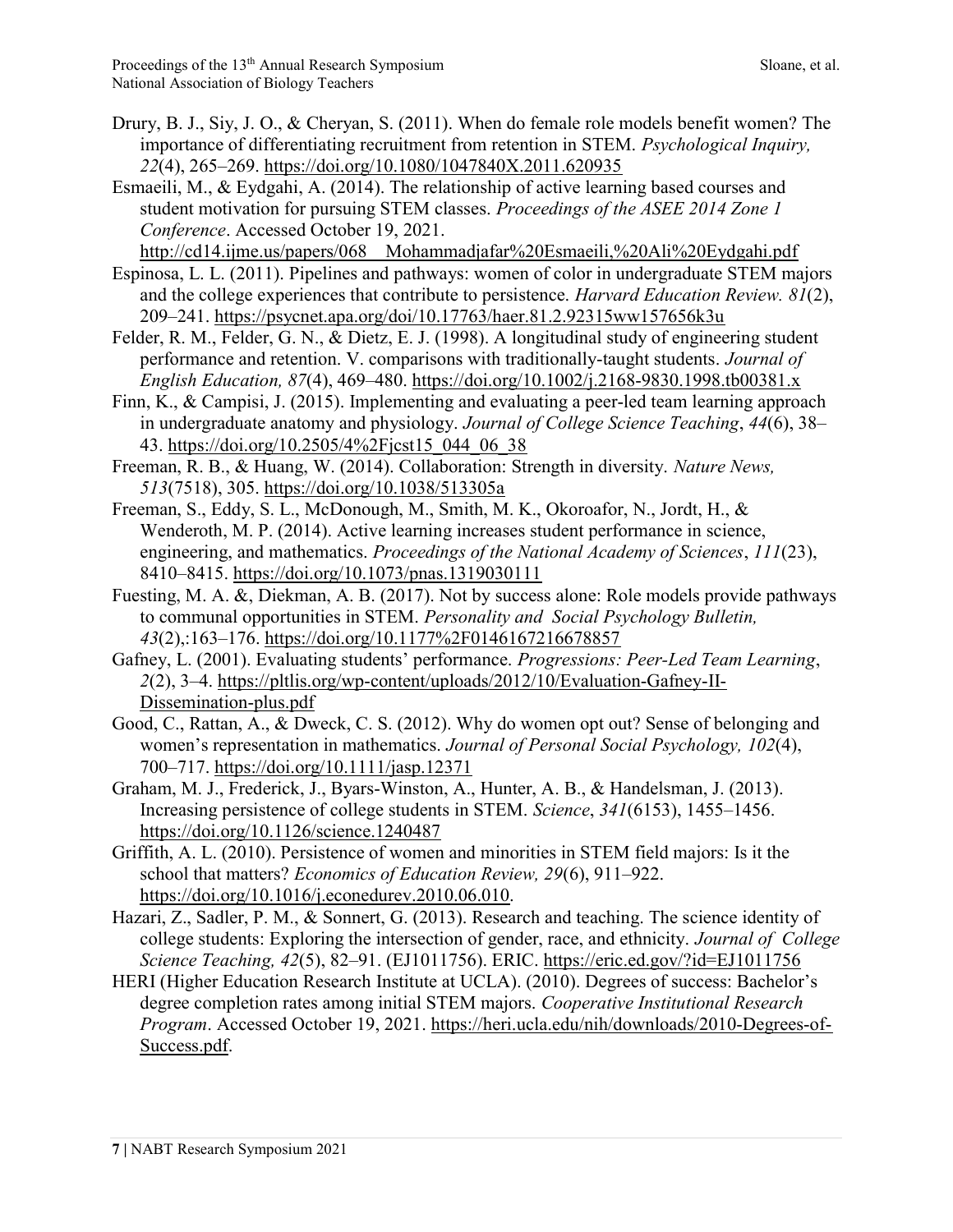Drury, B. J., Siy, J. O., & Cheryan, S. (2011). When do female role models benefit women? The importance of differentiating recruitment from retention in STEM. *Psychological Inquiry, 22*(4), 265–269. https://doi.org/10.1080/1047840X.2011.620935

Esmaeili, M., & Eydgahi, A. (2014). The relationship of active learning based courses and student motivation for pursuing STEM classes. *Proceedings of the ASEE 2014 Zone 1 Conference*. Accessed October 19, 2021. http://cd14.ijme.us/papers/068__Mohammadjafar%20Esmaeili,%20Ali%20Eydgahi.pdf

Espinosa, L. L. (2011). Pipelines and pathways: women of color in undergraduate STEM majors and the college experiences that contribute to persistence. *Harvard Education Review. 81*(2), 209–241. https://psycnet.apa.org/doi/10.17763/haer.81.2.92315ww157656k3u

Felder, R. M., Felder, G. N., & Dietz, E. J. (1998). A longitudinal study of engineering student performance and retention. V. comparisons with traditionally-taught students. *Journal of English Education, 87*(4), 469–480. https://doi.org/10.1002/j.2168-9830.1998.tb00381.x

Finn, K., & Campisi, J. (2015). Implementing and evaluating a peer-led team learning approach in undergraduate anatomy and physiology. *Journal of College Science Teaching*, *44*(6), 38–43. https://doi.org/10.2505/4%2Fjcst15_044_06_38

Freeman, R. B., & Huang, W. (2014). Collaboration: Strength in diversity. *Nature News, 513*(7518), 305. https://doi.org/10.1038/513305a

Freeman, S., Eddy, S. L., McDonough, M., Smith, M. K., Okoroafor, N., Jordt, H., & Wenderoth, M. P. (2014). Active learning increases student performance in science, engineering, and mathematics. *Proceedings of the National Academy of Sciences*, *111*(23), 8410–8415. https://doi.org/10.1073/pnas.1319030111

Fuesting, M. A. &, Diekman, A. B. (2017). Not by success alone: Role models provide pathways to communal opportunities in STEM. *Personality and Social Psychology Bulletin, 43*(2),:163–176. https://doi.org/10.1177%2F0146167216678857

Gafney, L. (2001). Evaluating students' performance. *Progressions: Peer-Led Team Learning*, *2*(2), 3–4. https://pltlis.org/wp-content/uploads/2012/10/Evaluation-Gafney-II-Dissemination-plus.pdf

Good, C., Rattan, A., & Dweck, C. S. (2012). Why do women opt out? Sense of belonging and women's representation in mathematics. *Journal of Personal Social Psychology, 102*(4), 700–717. https://doi.org/10.1111/jasp.12371

Graham, M. J., Frederick, J., Byars-Winston, A., Hunter, A. B., & Handelsman, J. (2013). Increasing persistence of college students in STEM. *Science*, *341*(6153), 1455–1456. https://doi.org/10.1126/science.1240487

Griffith, A. L. (2010). Persistence of women and minorities in STEM field majors: Is it the school that matters? *Economics of Education Review, 29*(6), 911–922. https://doi.org/10.1016/j.econedurev.2010.06.010.

Hazari, Z., Sadler, P. M., & Sonnert, G. (2013). Research and teaching. The science identity of college students: Exploring the intersection of gender, race, and ethnicity. *Journal of College Science Teaching, 42*(5), 82–91. (EJ1011756). ERIC. https://eric.ed.gov/?id=EJ1011756

HERI (Higher Education Research Institute at UCLA). (2010). Degrees of success: Bachelor's degree completion rates among initial STEM majors. *Cooperative Institutional Research Program*. Accessed October 19, 2021. https://heri.ucla.edu/nih/downloads/2010-Degrees-of-Success.pdf.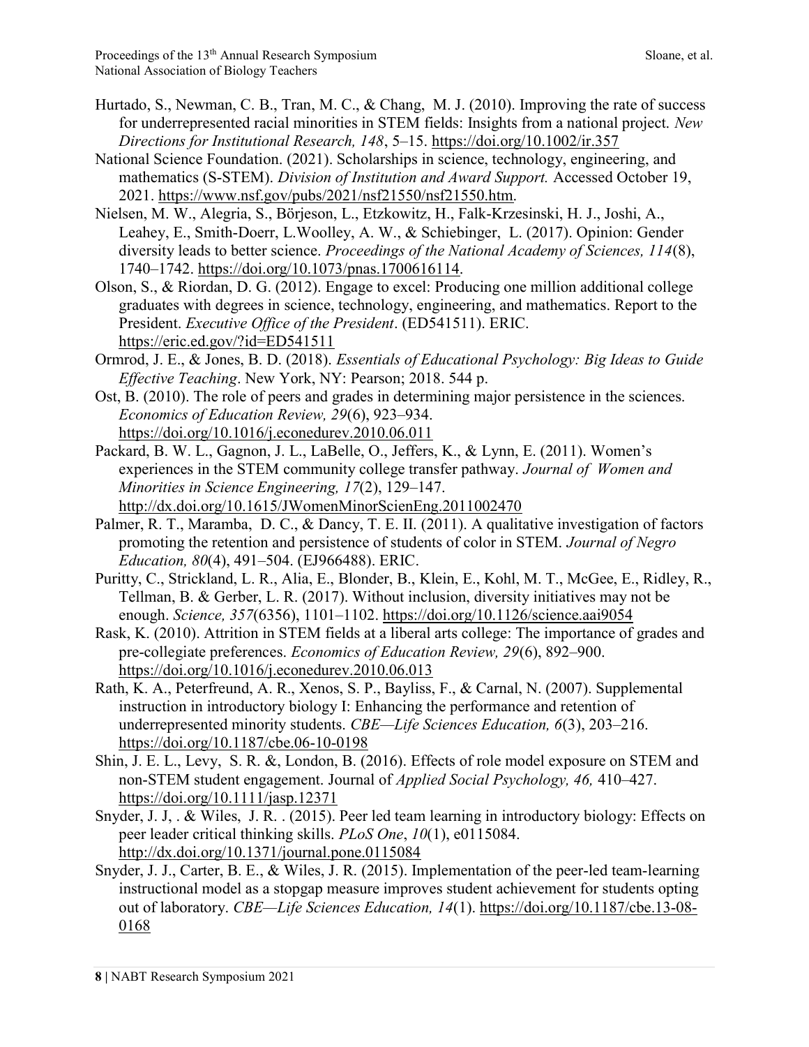Hurtado, S., Newman, C. B., Tran, M. C., & Chang, M. J. (2010). Improving the rate of success for underrepresented racial minorities in STEM fields: Insights from a national project. *New Directions for Institutional Research, 148*, 5–15. https://doi.org/10.1002/ir.357

National Science Foundation. (2021). Scholarships in science, technology, engineering, and mathematics (S-STEM). *Division of Institution and Award Support.* Accessed October 19, 2021. https://www.nsf.gov/pubs/2021/nsf21550/nsf21550.htm.

Nielsen, M. W., Alegria, S., Börjeson, L., Etzkowitz, H., Falk-Krzesinski, H. J., Joshi, A., Leahey, E., Smith-Doerr, L.Woolley, A. W., & Schiebinger, L. (2017). Opinion: Gender diversity leads to better science. *Proceedings of the National Academy of Sciences, 114*(8), 1740–1742. https://doi.org/10.1073/pnas.1700616114.

Olson, S., & Riordan, D. G. (2012). Engage to excel: Producing one million additional college graduates with degrees in science, technology, engineering, and mathematics. Report to the President. *Executive Office of the President*. (ED541511). ERIC. https://eric.ed.gov/?id=ED541511

Ormrod, J. E., & Jones, B. D. (2018). *Essentials of Educational Psychology: Big Ideas to Guide Effective Teaching*. New York, NY: Pearson; 2018. 544 p.

Ost, B. (2010). The role of peers and grades in determining major persistence in the sciences. *Economics of Education Review, 29*(6), 923–934. https://doi.org/10.1016/j.econedurev.2010.06.011

Packard, B. W. L., Gagnon, J. L., LaBelle, O., Jeffers, K., & Lynn, E. (2011). Women's experiences in the STEM community college transfer pathway. *Journal of Women and Minorities in Science Engineering, 17*(2), 129–147. http://dx.doi.org/10.1615/JWomenMinorScienEng.2011002470

Palmer, R. T., Maramba, D. C., & Dancy, T. E. II. (2011). A qualitative investigation of factors promoting the retention and persistence of students of color in STEM. *Journal of Negro Education, 80*(4), 491–504. (EJ966488). ERIC.

Puritty, C., Strickland, L. R., Alia, E., Blonder, B., Klein, E., Kohl, M. T., McGee, E., Ridley, R., Tellman, B. & Gerber, L. R. (2017). Without inclusion, diversity initiatives may not be enough. *Science, 357*(6356), 1101–1102. https://doi.org/10.1126/science.aai9054

Rask, K. (2010). Attrition in STEM fields at a liberal arts college: The importance of grades and pre-collegiate preferences. *Economics of Education Review, 29*(6), 892–900. https://doi.org/10.1016/j.econedurev.2010.06.013

Rath, K. A., Peterfreund, A. R., Xenos, S. P., Bayliss, F., & Carnal, N. (2007). Supplemental instruction in introductory biology I: Enhancing the performance and retention of underrepresented minority students. *CBE—Life Sciences Education, 6*(3), 203–216. https://doi.org/10.1187/cbe.06-10-0198

Shin, J. E. L., Levy, S. R. &, London, B. (2016). Effects of role model exposure on STEM and non-STEM student engagement. Journal of *Applied Social Psychology, 46,* 410–427. https://doi.org/10.1111/jasp.12371

Snyder, J. J, . & Wiles, J. R. . (2015). Peer led team learning in introductory biology: Effects on peer leader critical thinking skills. *PLoS One*, *10*(1), e0115084. http://dx.doi.org/10.1371/journal.pone.0115084

Snyder, J. J., Carter, B. E., & Wiles, J. R. (2015). Implementation of the peer-led team-learning instructional model as a stopgap measure improves student achievement for students opting out of laboratory. *CBE—Life Sciences Education, 14*(1). https://doi.org/10.1187/cbe.13-08-0168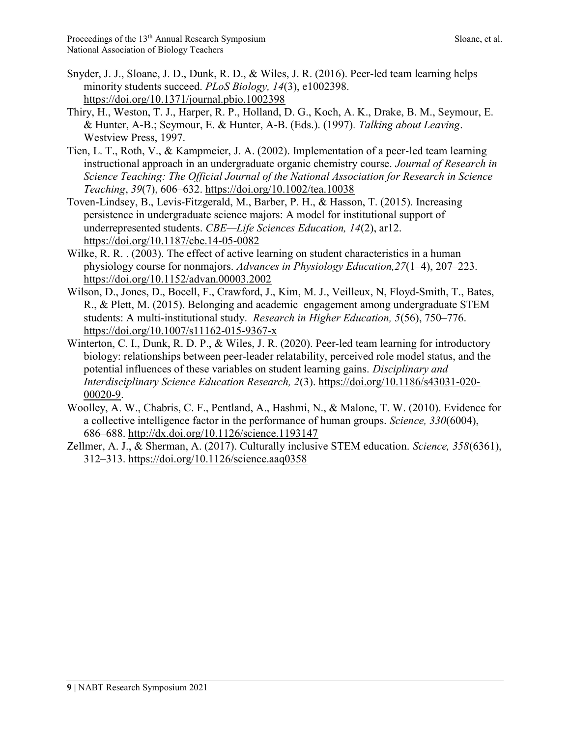Snyder, J. J., Sloane, J. D., Dunk, R. D., & Wiles, J. R. (2016). Peer-led team learning helps minority students succeed. *PLoS Biology, 14*(3), e1002398. https://doi.org/10.1371/journal.pbio.1002398

Thiry, H., Weston, T. J., Harper, R. P., Holland, D. G., Koch, A. K., Drake, B. M., Seymour, E. & Hunter, A-B.; Seymour, E. & Hunter, A-B. (Eds.). (1997). *Talking about Leaving*. Westview Press, 1997.

Tien, L. T., Roth, V., & Kampmeier, J. A. (2002). Implementation of a peer‐led team learning instructional approach in an undergraduate organic chemistry course. *Journal of Research in Science Teaching: The Official Journal of the National Association for Research in Science Teaching*, *39*(7), 606–632. https://doi.org/10.1002/tea.10038

Toven-Lindsey, B., Levis-Fitzgerald, M., Barber, P. H., & Hasson, T. (2015). Increasing persistence in undergraduate science majors: A model for institutional support of underrepresented students. *CBE—Life Sciences Education, 14*(2), ar12. https://doi.org/10.1187/cbe.14-05-0082

Wilke, R. R. . (2003). The effect of active learning on student characteristics in a human physiology course for nonmajors. *Advances in Physiology Education,27*(1–4), 207–223. https://doi.org/10.1152/advan.00003.2002

Wilson, D., Jones, D., Bocell, F., Crawford, J., Kim, M. J., Veilleux, N, Floyd-Smith, T., Bates, R., & Plett, M. (2015). Belonging and academic engagement among undergraduate STEM students: A multi-institutional study. *Research in Higher Education, 5*(56), 750–776. https://doi.org/10.1007/s11162-015-9367-x

Winterton, C. I., Dunk, R. D. P., & Wiles, J. R. (2020). Peer-led team learning for introductory biology: relationships between peer-leader relatability, perceived role model status, and the potential influences of these variables on student learning gains. *Disciplinary and Interdisciplinary Science Education Research, 2*(3). https://doi.org/10.1186/s43031-020-00020-9.

Woolley, A. W., Chabris, C. F., Pentland, A., Hashmi, N., & Malone, T. W. (2010). Evidence for a collective intelligence factor in the performance of human groups. *Science, 330*(6004), 686–688. http://dx.doi.org/10.1126/science.1193147

Zellmer, A. J., & Sherman, A. (2017). Culturally inclusive STEM education. *Science, 358*(6361), 312–313. https://doi.org/10.1126/science.aaq0358